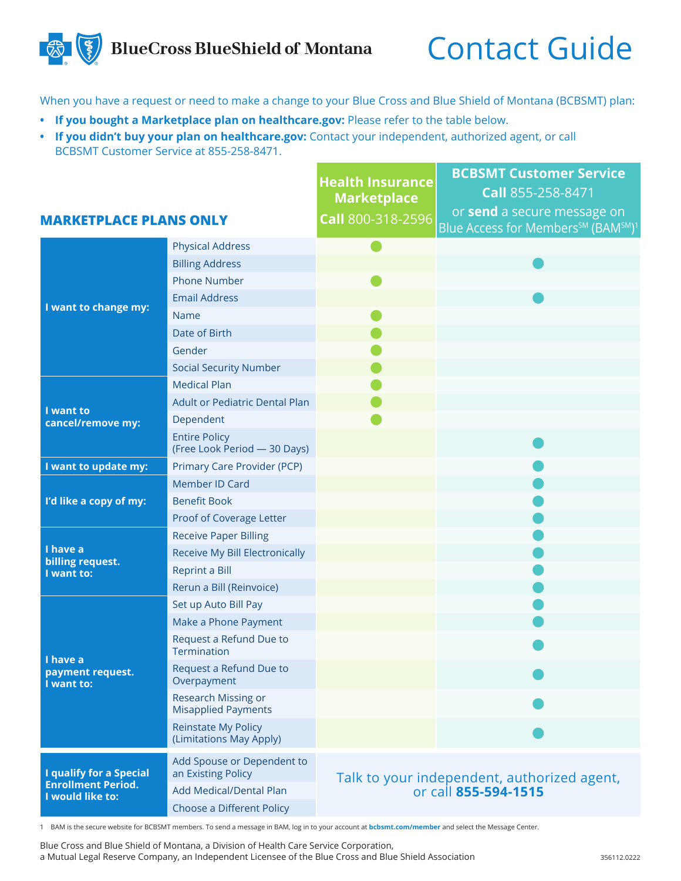# BlueCross BlueShield of Montana

# Contact Guide

When you have a request or need to make a change to your Blue Cross and Blue Shield of Montana (BCBSMT) plan:

- **If you bought a Marketplace plan on healthcare.gov:** Please refer to the table below.
- **If you didn't buy your plan on healthcare.gov:** Contact your independent, authorized agent, or call BCBSMT Customer Service at 855-258-8471.

## MARKETPLACE PLANS ONLY

| | | Health Insurance Marketplace **Call** 800-318-2596 | BCBSMT Customer Service **Call** 855-258-8471 or **send** a secure message on Blue Access for Members[SM] (BAM[SM])[1] |
|---|---|---|---|
| **I want to change my:** | Physical Address | ● | |
| | Billing Address | | ● |
| | Phone Number | ● | |
| | Email Address | | ● |
| | Name | ● | |
| | Date of Birth | ● | |
| | Gender | ● | |
| | Social Security Number | ● | |
| **I want to cancel/remove my:** | Medical Plan | ● | |
| | Adult or Pediatric Dental Plan | ● | |
| | Dependent | ● | |
| | Entire Policy (Free Look Period — 30 Days) | | ● |
| **I want to update my:** | Primary Care Provider (PCP) | | ● |
| **I'd like a copy of my:** | Member ID Card | | ● |
| | Benefit Book | | ● |
| | Proof of Coverage Letter | | ● |
| **I have a billing request. I want to:** | Receive Paper Billing | | ● |
| | Receive My Bill Electronically | | ● |
| | Reprint a Bill | | ● |
| | Rerun a Bill (Reinvoice) | | ● |
| **I have a payment request. I want to:** | Set up Auto Bill Pay | | ● |
| | Make a Phone Payment | | ● |
| | Request a Refund Due to Termination | | ● |
| | Request a Refund Due to Overpayment | | ● |
| | Research Missing or Misapplied Payments | | ● |
| | Reinstate My Policy (Limitations May Apply) | | ● |
| **I qualify for a Special Enrollment Period. I would like to:** | Add Spouse or Dependent to an Existing Policy | Talk to your independent, authorized agent, or call **855-594-1515** | |
| | Add Medical/Dental Plan | | |
| | Choose a Different Policy | | |

1 BAM is the secure website for BCBSMT members. To send a message in BAM, log in to your account at **bcbsmt.com/member** and select the Message Center.

Blue Cross and Blue Shield of Montana, a Division of Health Care Service Corporation, a Mutual Legal Reserve Company, an Independent Licensee of the Blue Cross and Blue Shield Association

356112.0222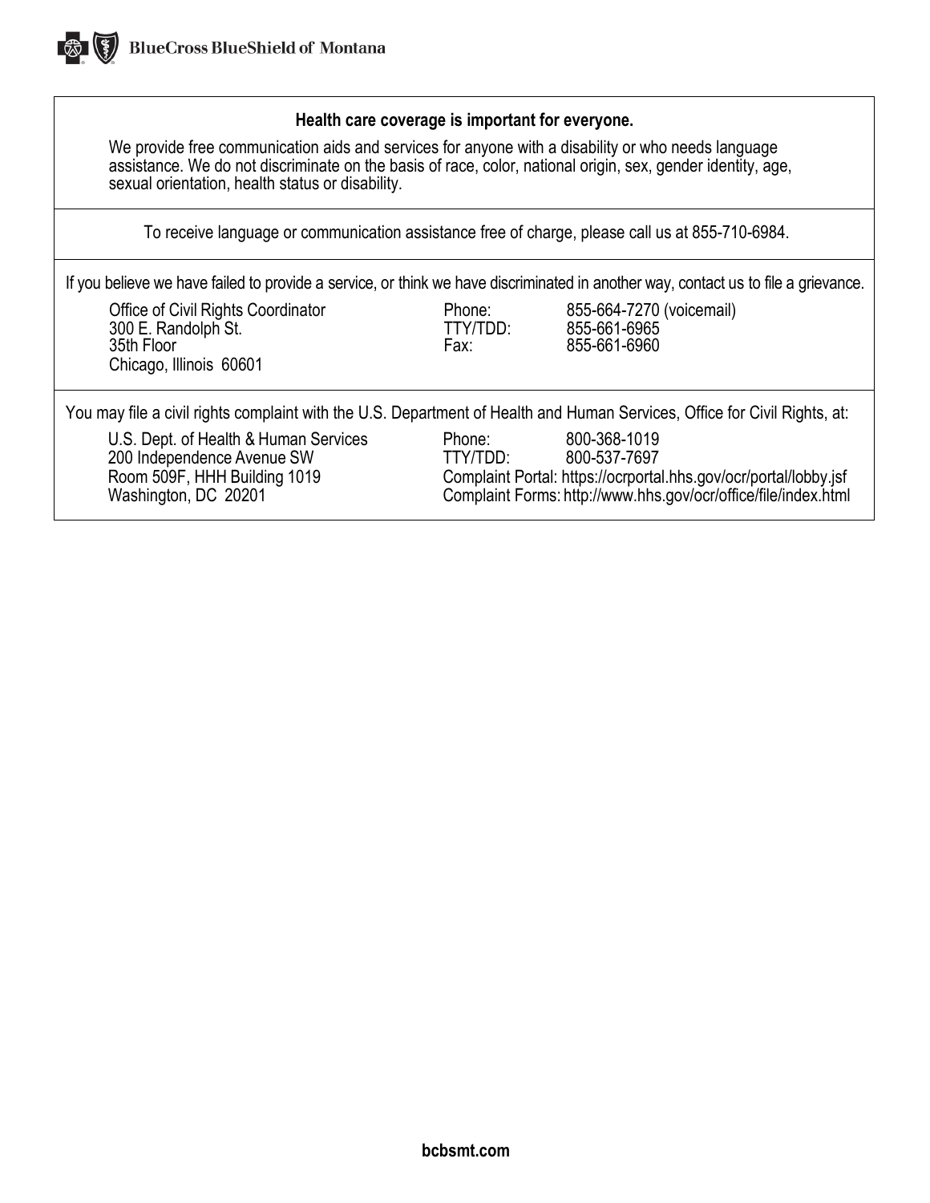**Health care coverage is important for everyone.**

We provide free communication aids and services for anyone with a disability or who needs language assistance. We do not discriminate on the basis of race, color, national origin, sex, gender identity, age, sexual orientation, health status or disability.

To receive language or communication assistance free of charge, please call us at 855-710-6984.

If you believe we have failed to provide a service, or think we have discriminated in another way, contact us to file a grievance.

Office of Civil Rights Coordinator
300 E. Randolph St.
35th Floor
Chicago, Illinois 60601

Phone: 855-664-7270 (voicemail)
TTY/TDD: 855-661-6965
Fax: 855-661-6960

You may file a civil rights complaint with the U.S. Department of Health and Human Services, Office for Civil Rights, at:

U.S. Dept. of Health & Human Services
200 Independence Avenue SW
Room 509F, HHH Building 1019
Washington, DC 20201

Phone: 800-368-1019
TTY/TDD: 800-537-7697
Complaint Portal: https://ocrportal.hhs.gov/ocr/portal/lobby.jsf
Complaint Forms: http://www.hhs.gov/ocr/office/file/index.html

**bcbsmt.com**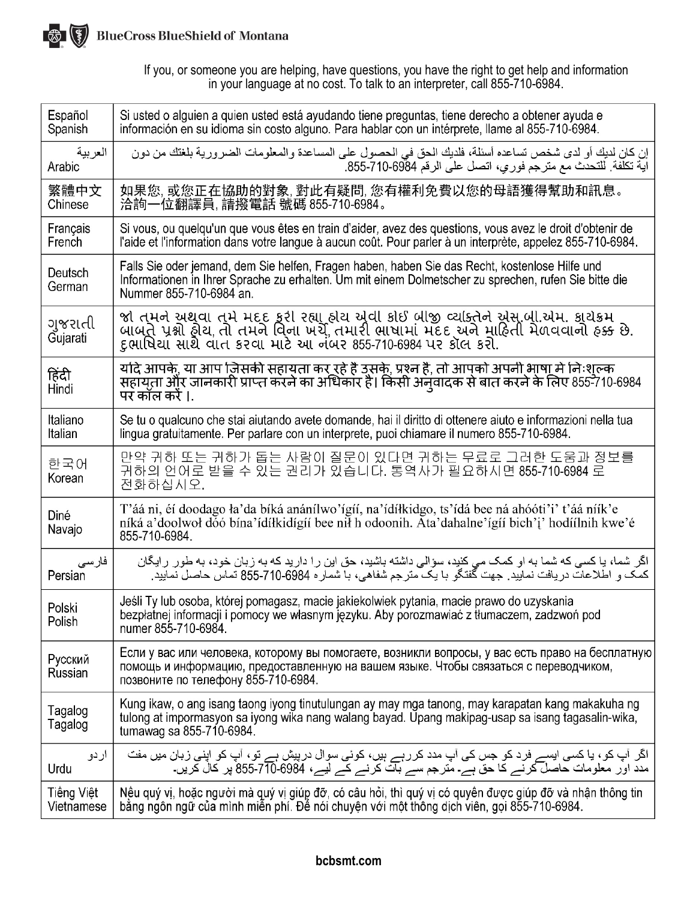BlueCross BlueShield of Montana

If you, or someone you are helping, have questions, you have the right to get help and information in your language at no cost. To talk to an interpreter, call 855-710-6984.

| | |
|---|---|
| Español Spanish | Si usted o alguien a quien usted está ayudando tiene preguntas, tiene derecho a obtener ayuda e información en su idioma sin costo alguno. Para hablar con un intérprete, llame al 855-710-6984. |
| العربية Arabic | إن كان لديك أو لدى شخص تساعده أسئلة، فلديك الحق في الحصول على المساعدة والمعلومات الضرورية بلغتك من دون اية تكلفة. للتحدث مع مترجم فوري، اتصل على الرقم 855-710-6984. |
| 繁體中文 Chinese | 如果您, 或您正在協助的對象, 對此有疑問, 您有權利免費以您的母語獲得幫助和訊息。洽詢一位翻譯員, 請撥電話 號碼 855-710-6984。 |
| Français French | Si vous, ou quelqu'un que vous êtes en train d'aider, avez des questions, vous avez le droit d'obtenir de l'aide et l'information dans votre langue à aucun coût. Pour parler à un interprète, appelez 855-710-6984. |
| Deutsch German | Falls Sie oder jemand, dem Sie helfen, Fragen haben, haben Sie das Recht, kostenlose Hilfe und Informationen in Ihrer Sprache zu erhalten. Um mit einem Dolmetscher zu sprechen, rufen Sie bitte die Nummer 855-710-6984 an. |
| ગુજરાતી Gujarati | જો તમને અથવા તમે મદદ કરી રહ્યા હોય એવી કોઈ બીજી વ્યક્તિને એસ.બી.એમ. કાયક્રમ બાબતે પ્રશ્નો હોય, તો તમને વિના ખર્ચે, તમારી ભાષામાં મદદ અને માહિતી મેળવવાનો હક્ક છે. દુભાષિયા સાથે વાત કરવા માટે આ નંબર 855-710-6984 પર કૉલ કરો. |
| हिंदी Hindi | यदि आपके, या आप जिसकी सहायता कर रहे हैं उसके, प्रश्न हैं, तो आपको अपनी भाषा में निःशुल्क सहायता और जानकारी प्राप्त करने का अधिकार है। किसी अनुवादक से बात करने के लिए 855-710-6984 पर कॉल करें। |
| Italiano Italian | Se tu o qualcuno che stai aiutando avete domande, hai il diritto di ottenere aiuto e informazioni nella tua lingua gratuitamente. Per parlare con un interprete, puoi chiamare il numero 855-710-6984. |
| 한국어 Korean | 만약 귀하 또는 귀하가 돕는 사람이 질문이 있다면 귀하는 무료로 그러한 도움과 정보를 귀하의 언어로 받을 수 있는 권리가 있습니다. 통역사가 필요하시면 855-710-6984 로 전화하십시오. |
| Diné Navajo | T'áá ni, éí doodago ła'da bíká anánílwo'ígíí, na'ídíłkidgo, ts'ídá bee ná ahóóti'i' t'áá níík'e níká a'doolwoł dóó bína'ídíłkidígíí bee nił h odoonih. Ata'dahalne'ígíí bich'į' hodíílnih kwe'é 855-710-6984. |
| فارسی Persian | اگر شما، یا کسی که شما به او کمک می کنید، سؤالی داشته باشید، حق این را دارید که به زبان خود، به طور رایگان کمک و اطلاعات دریافت نمایید. جهت گفتگو با یک مترجم شفاهی، با شماره 855-710-6984 تماس حاصل نمایید. |
| Polski Polish | Jeśli Ty lub osoba, której pomagasz, macie jakiekolwiek pytania, macie prawo do uzyskania bezpłatnej informacji i pomocy we własnym języku. Aby porozmawiać z tłumaczem, zadzwoń pod numer 855-710-6984. |
| Русский Russian | Если у вас или человека, которому вы помогаете, возникли вопросы, у вас есть право на бесплатную помощь и информацию, предоставленную на вашем языке. Чтобы связаться с переводчиком, позвоните по телефону 855-710-6984. |
| Tagalog Tagalog | Kung ikaw, o ang isang taong iyong tinutulungan ay may mga tanong, may karapatan kang makakuha ng tulong at impormasyon sa iyong wika nang walang bayad. Upang makipag-usap sa isang tagasalin-wika, tumawag sa 855-710-6984. |
| اردو Urdu | اگر آپ کو، یا کسی ایسے فرد کو جس کی آپ مدد کررہے ہیں، کوئی سوال درپیش ہے تو، آپ کو اپنی زبان میں مفت مدد اور معلومات حاصل کرنے کا حق ہے۔ مترجم سے بات کرنے کے لیے، 855-710-6984 پر کال کریں۔ |
| Tiếng Việt Vietnamese | Nếu quý vị, hoặc người mà quý vị giúp đỡ, có câu hỏi, thì quý vị có quyền được giúp đỡ và nhận thông tin bằng ngôn ngữ của mình miễn phí. Để nói chuyện với một thông dịch viên, gọi 855-710-6984. |

bcbsmt.com